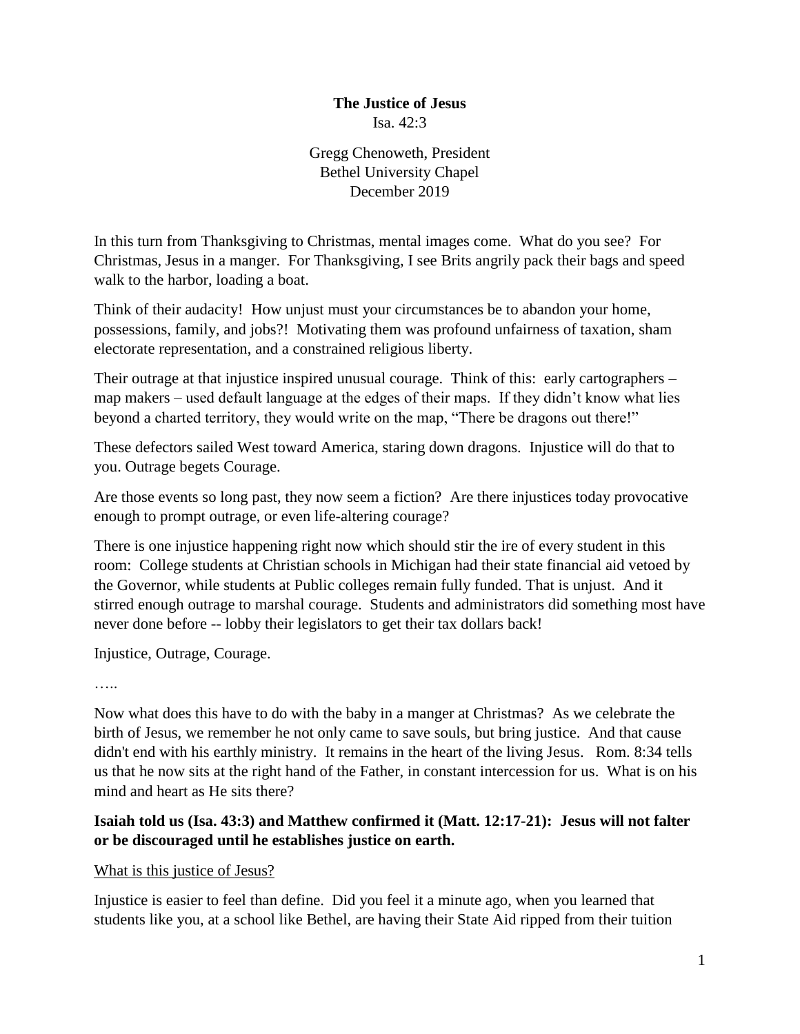**The Justice of Jesus**

Isa. 42:3

Gregg Chenoweth, President

Bethel University Chapel

December 2019

In this turn from Thanksgiving to Christmas, mental images come. What do you see? For Christmas, Jesus in a manger. For Thanksgiving, I see Brits angrily pack their bags and speed walk to the harbor, loading a boat.

Think of their audacity! How unjust must your circumstances be to abandon your home, possessions, family, and jobs?! Motivating them was profound unfairness of taxation, sham electorate representation, and a constrained religious liberty.

Their outrage at that injustice inspired unusual courage. Think of this: early cartographers – map makers – used default language at the edges of their maps. If they didn't know what lies beyond a charted territory, they would write on the map, "There be dragons out there!"

These defectors sailed West toward America, staring down dragons. Injustice will do that to you. Outrage begets Courage.

Are those events so long past, they now seem a fiction? Are there injustices today provocative enough to prompt outrage, or even life-altering courage?

There is one injustice happening right now which should stir the ire of every student in this room: College students at Christian schools in Michigan had their state financial aid vetoed by the Governor, while students at Public colleges remain fully funded. That is unjust. And it stirred enough outrage to marshal courage. Students and administrators did something most have never done before -- lobby their legislators to get their tax dollars back!

Injustice, Outrage, Courage.

…..

Now what does this have to do with the baby in a manger at Christmas? As we celebrate the birth of Jesus, we remember he not only came to save souls, but bring justice. And that cause didn't end with his earthly ministry. It remains in the heart of the living Jesus. Rom. 8:34 tells us that he now sits at the right hand of the Father, in constant intercession for us. What is on his mind and heart as He sits there?

**Isaiah told us (Isa. 43:3) and Matthew confirmed it (Matt. 12:17-21): Jesus will not falter or be discouraged until he establishes justice on earth.**

What is this justice of Jesus?

Injustice is easier to feel than define. Did you feel it a minute ago, when you learned that students like you, at a school like Bethel, are having their State Aid ripped from their tuition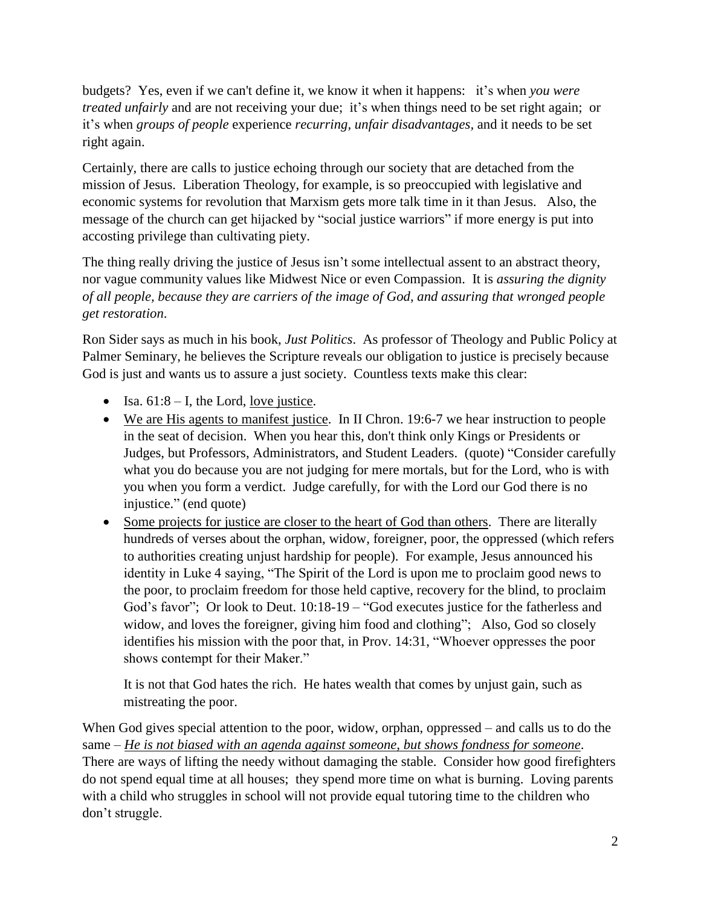budgets? Yes, even if we can't define it, we know it when it happens: it's when *you were treated unfairly* and are not receiving your due; it's when things need to be set right again; or it's when *groups of people* experience *recurring, unfair disadvantages*, and it needs to be set right again.

Certainly, there are calls to justice echoing through our society that are detached from the mission of Jesus. Liberation Theology, for example, is so preoccupied with legislative and economic systems for revolution that Marxism gets more talk time in it than Jesus. Also, the message of the church can get hijacked by "social justice warriors" if more energy is put into accosting privilege than cultivating piety.

The thing really driving the justice of Jesus isn't some intellectual assent to an abstract theory, nor vague community values like Midwest Nice or even Compassion. It is *assuring the dignity of all people, because they are carriers of the image of God, and assuring that wronged people get restoration*.

Ron Sider says as much in his book, *Just Politics*. As professor of Theology and Public Policy at Palmer Seminary, he believes the Scripture reveals our obligation to justice is precisely because God is just and wants us to assure a just society. Countless texts make this clear:

- Isa. 61:8 – I, the Lord, <u>love justice</u>.
- <u>We are His agents to manifest justice</u>. In II Chron. 19:6-7 we hear instruction to people in the seat of decision. When you hear this, don't think only Kings or Presidents or Judges, but Professors, Administrators, and Student Leaders. (quote) "Consider carefully what you do because you are not judging for mere mortals, but for the Lord, who is with you when you form a verdict. Judge carefully, for with the Lord our God there is no injustice." (end quote)
- <u>Some projects for justice are closer to the heart of God than others</u>. There are literally hundreds of verses about the orphan, widow, foreigner, poor, the oppressed (which refers to authorities creating unjust hardship for people). For example, Jesus announced his identity in Luke 4 saying, "The Spirit of the Lord is upon me to proclaim good news to the poor, to proclaim freedom for those held captive, recovery for the blind, to proclaim God's favor"; Or look to Deut. 10:18-19 – "God executes justice for the fatherless and widow, and loves the foreigner, giving him food and clothing"; Also, God so closely identifies his mission with the poor that, in Prov. 14:31, "Whoever oppresses the poor shows contempt for their Maker."

  It is not that God hates the rich. He hates wealth that comes by unjust gain, such as mistreating the poor.

When God gives special attention to the poor, widow, orphan, oppressed – and calls us to do the same – <u>*He is not biased with an agenda against someone, but shows fondness for someone*</u>. There are ways of lifting the needy without damaging the stable. Consider how good firefighters do not spend equal time at all houses; they spend more time on what is burning. Loving parents with a child who struggles in school will not provide equal tutoring time to the children who don't struggle.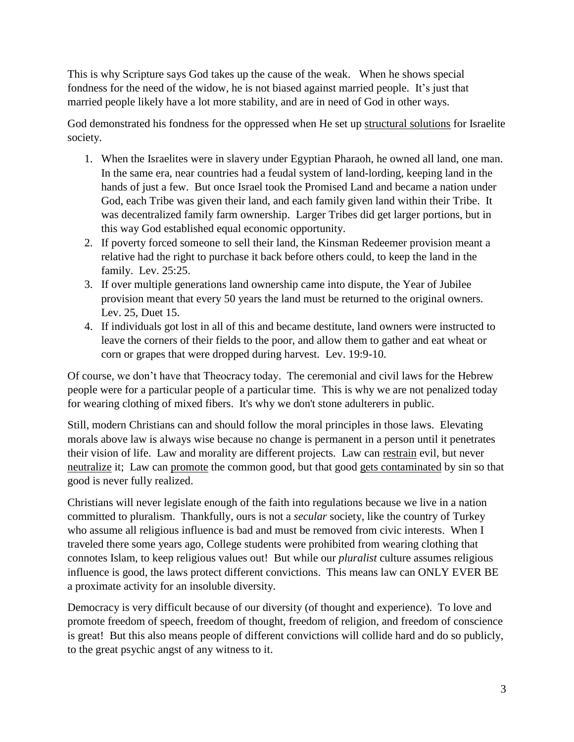This is why Scripture says God takes up the cause of the weak. When he shows special fondness for the need of the widow, he is not biased against married people. It's just that married people likely have a lot more stability, and are in need of God in other ways.

God demonstrated his fondness for the oppressed when He set up <u>structural solutions</u> for Israelite society.

1. When the Israelites were in slavery under Egyptian Pharaoh, he owned all land, one man. In the same era, near countries had a feudal system of land-lording, keeping land in the hands of just a few. But once Israel took the Promised Land and became a nation under God, each Tribe was given their land, and each family given land within their Tribe. It was decentralized family farm ownership. Larger Tribes did get larger portions, but in this way God established equal economic opportunity.
2. If poverty forced someone to sell their land, the Kinsman Redeemer provision meant a relative had the right to purchase it back before others could, to keep the land in the family. Lev. 25:25.
3. If over multiple generations land ownership came into dispute, the Year of Jubilee provision meant that every 50 years the land must be returned to the original owners. Lev. 25, Duet 15.
4. If individuals got lost in all of this and became destitute, land owners were instructed to leave the corners of their fields to the poor, and allow them to gather and eat wheat or corn or grapes that were dropped during harvest. Lev. 19:9-10.

Of course, we don't have that Theocracy today. The ceremonial and civil laws for the Hebrew people were for a particular people of a particular time. This is why we are not penalized today for wearing clothing of mixed fibers. It's why we don't stone adulterers in public.

Still, modern Christians can and should follow the moral principles in those laws. Elevating morals above law is always wise because no change is permanent in a person until it penetrates their vision of life. Law and morality are different projects. Law can <u>restrain</u> evil, but never <u>neutralize</u> it; Law can <u>promote</u> the common good, but that good <u>gets contaminated</u> by sin so that good is never fully realized.

Christians will never legislate enough of the faith into regulations because we live in a nation committed to pluralism. Thankfully, ours is not a *secular* society, like the country of Turkey who assume all religious influence is bad and must be removed from civic interests. When I traveled there some years ago, College students were prohibited from wearing clothing that connotes Islam, to keep religious values out! But while our *pluralist* culture assumes religious influence is good, the laws protect different convictions. This means law can ONLY EVER BE a proximate activity for an insoluble diversity.

Democracy is very difficult because of our diversity (of thought and experience). To love and promote freedom of speech, freedom of thought, freedom of religion, and freedom of conscience is great! But this also means people of different convictions will collide hard and do so publicly, to the great psychic angst of any witness to it.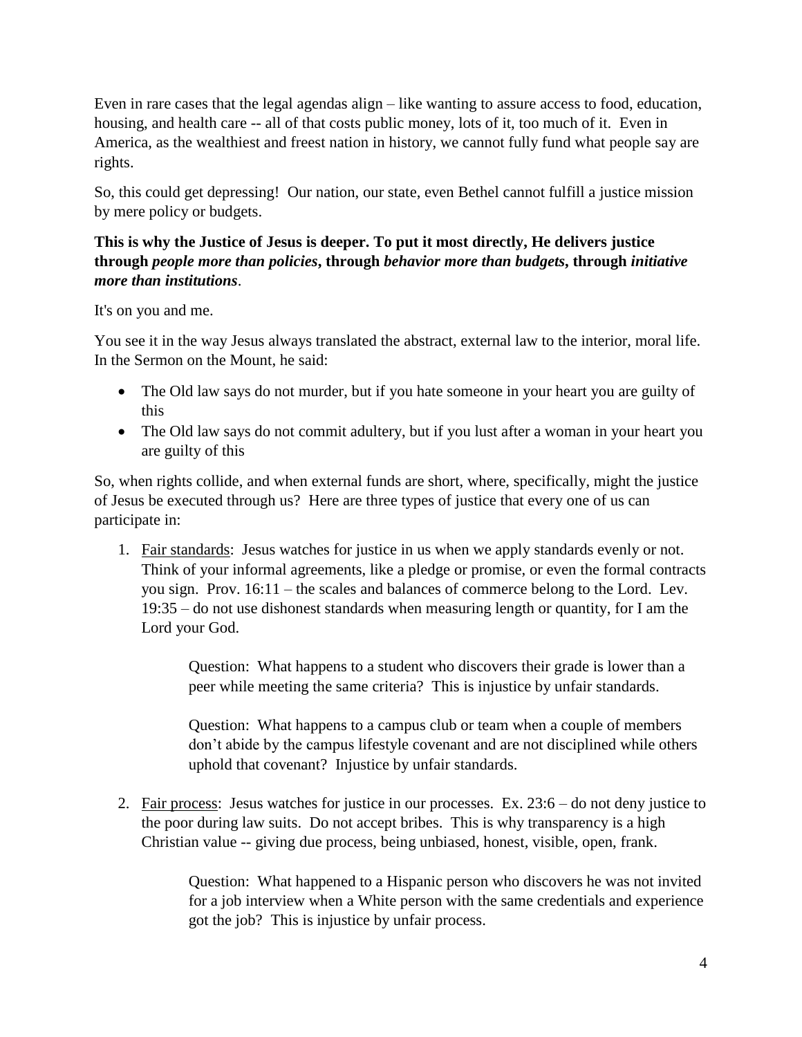Even in rare cases that the legal agendas align – like wanting to assure access to food, education, housing, and health care -- all of that costs public money, lots of it, too much of it. Even in America, as the wealthiest and freest nation in history, we cannot fully fund what people say are rights.

So, this could get depressing! Our nation, our state, even Bethel cannot fulfill a justice mission by mere policy or budgets.

**This is why the Justice of Jesus is deeper. To put it most directly, He delivers justice through *people more than policies*, through *behavior more than budgets*, through *initiative more than institutions*.**

It's on you and me.

You see it in the way Jesus always translated the abstract, external law to the interior, moral life. In the Sermon on the Mount, he said:

- The Old law says do not murder, but if you hate someone in your heart you are guilty of this
- The Old law says do not commit adultery, but if you lust after a woman in your heart you are guilty of this

So, when rights collide, and when external funds are short, where, specifically, might the justice of Jesus be executed through us? Here are three types of justice that every one of us can participate in:

1. <u>Fair standards</u>: Jesus watches for justice in us when we apply standards evenly or not. Think of your informal agreements, like a pledge or promise, or even the formal contracts you sign. Prov. 16:11 – the scales and balances of commerce belong to the Lord. Lev. 19:35 – do not use dishonest standards when measuring length or quantity, for I am the Lord your God.

   > Question: What happens to a student who discovers their grade is lower than a peer while meeting the same criteria? This is injustice by unfair standards.
   >
   > Question: What happens to a campus club or team when a couple of members don't abide by the campus lifestyle covenant and are not disciplined while others uphold that covenant? Injustice by unfair standards.

2. <u>Fair process</u>: Jesus watches for justice in our processes. Ex. 23:6 – do not deny justice to the poor during law suits. Do not accept bribes. This is why transparency is a high Christian value -- giving due process, being unbiased, honest, visible, open, frank.

   > Question: What happened to a Hispanic person who discovers he was not invited for a job interview when a White person with the same credentials and experience got the job? This is injustice by unfair process.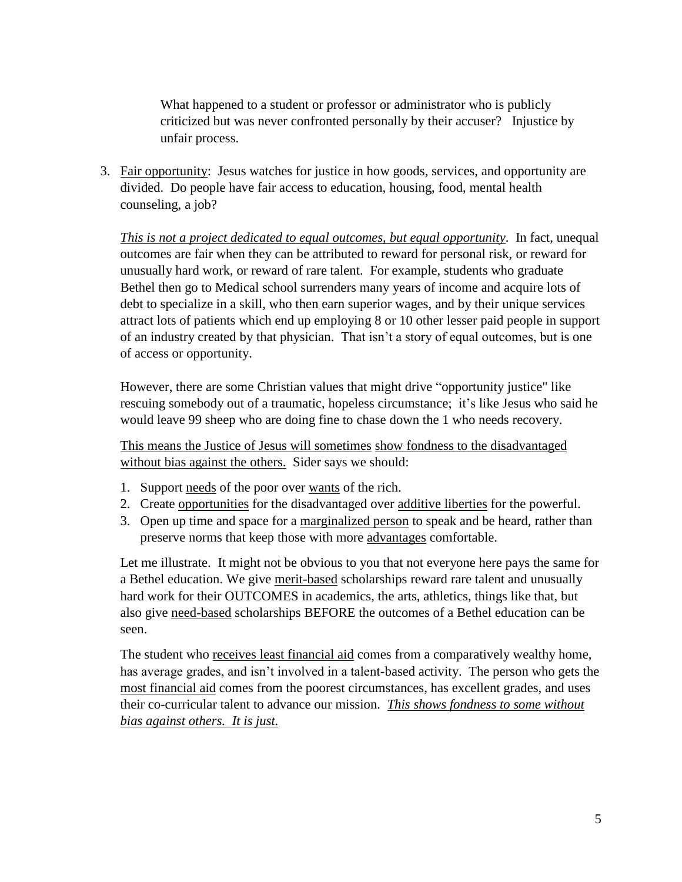What happened to a student or professor or administrator who is publicly criticized but was never confronted personally by their accuser? Injustice by unfair process.

3. <u>Fair opportunity</u>: Jesus watches for justice in how goods, services, and opportunity are divided. Do people have fair access to education, housing, food, mental health counseling, a job?

   <u>*This is not a project dedicated to equal outcomes, but equal opportunity*</u>. In fact, unequal outcomes are fair when they can be attributed to reward for personal risk, or reward for unusually hard work, or reward of rare talent. For example, students who graduate Bethel then go to Medical school surrenders many years of income and acquire lots of debt to specialize in a skill, who then earn superior wages, and by their unique services attract lots of patients which end up employing 8 or 10 other lesser paid people in support of an industry created by that physician. That isn't a story of equal outcomes, but is one of access or opportunity.

   However, there are some Christian values that might drive "opportunity justice" like rescuing somebody out of a traumatic, hopeless circumstance; it's like Jesus who said he would leave 99 sheep who are doing fine to chase down the 1 who needs recovery.

   <u>This means the Justice of Jesus will sometimes</u> <u>show fondness to the disadvantaged without bias against the others.</u> Sider says we should:

   1. Support <u>needs</u> of the poor over <u>wants</u> of the rich.
   2. Create <u>opportunities</u> for the disadvantaged over <u>additive liberties</u> for the powerful.
   3. Open up time and space for a <u>marginalized person</u> to speak and be heard, rather than preserve norms that keep those with more <u>advantages</u> comfortable.

   Let me illustrate. It might not be obvious to you that not everyone here pays the same for a Bethel education. We give <u>merit-based</u> scholarships reward rare talent and unusually hard work for their OUTCOMES in academics, the arts, athletics, things like that, but also give <u>need-based</u> scholarships BEFORE the outcomes of a Bethel education can be seen.

   The student who <u>receives least financial aid</u> comes from a comparatively wealthy home, has average grades, and isn't involved in a talent-based activity. The person who gets the <u>most financial aid</u> comes from the poorest circumstances, has excellent grades, and uses their co-curricular talent to advance our mission. <u>*This shows fondness to some without bias against others. It is just.*</u>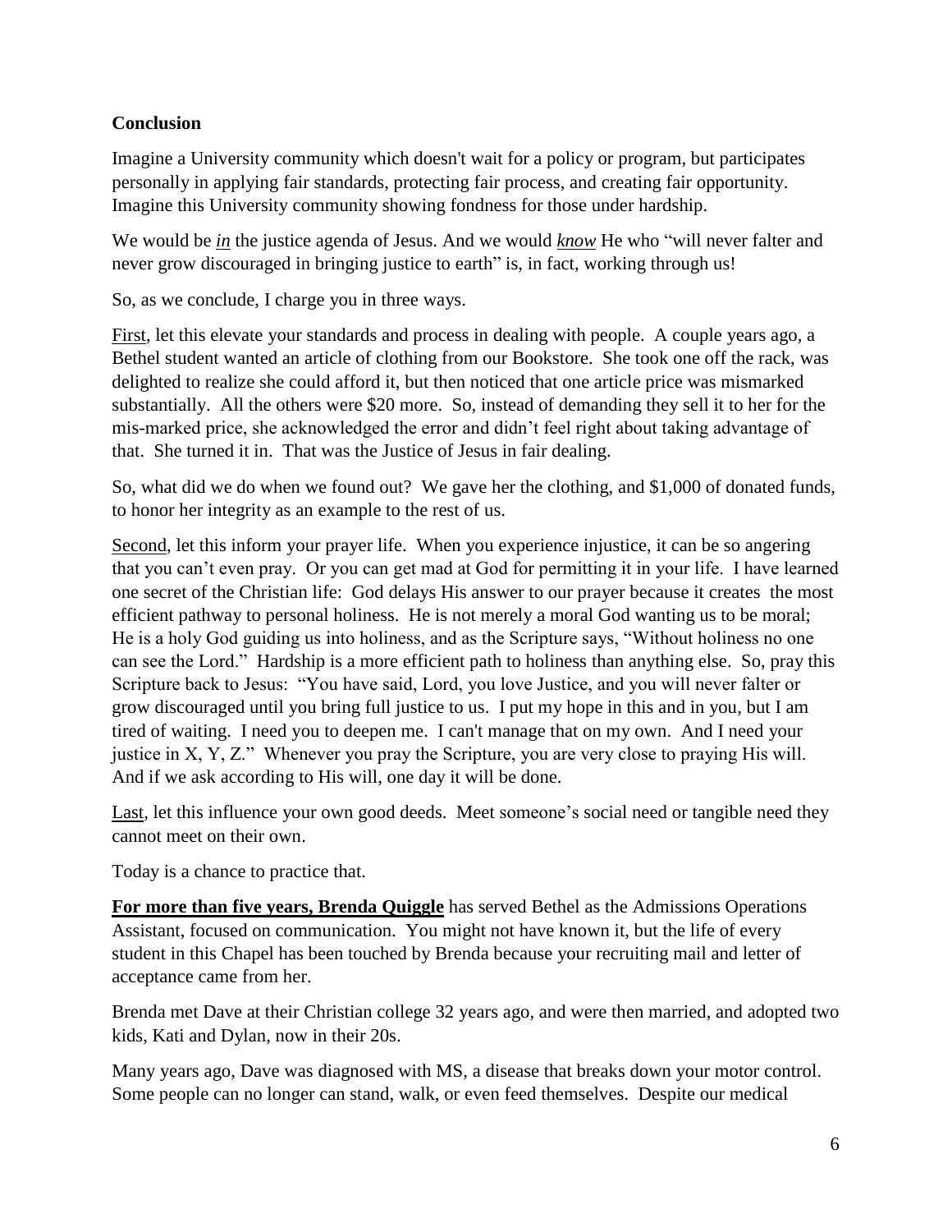**Conclusion**

Imagine a University community which doesn't wait for a policy or program, but participates personally in applying fair standards, protecting fair process, and creating fair opportunity. Imagine this University community showing fondness for those under hardship.

We would be ***in*** the justice agenda of Jesus. And we would ***know*** He who "will never falter and never grow discouraged in bringing justice to earth" is, in fact, working through us!

So, as we conclude, I charge you in three ways.

<u>First</u>, let this elevate your standards and process in dealing with people. A couple years ago, a Bethel student wanted an article of clothing from our Bookstore. She took one off the rack, was delighted to realize she could afford it, but then noticed that one article price was mismarked substantially. All the others were $20 more. So, instead of demanding they sell it to her for the mis-marked price, she acknowledged the error and didn't feel right about taking advantage of that. She turned it in. That was the Justice of Jesus in fair dealing.

So, what did we do when we found out? We gave her the clothing, and $1,000 of donated funds, to honor her integrity as an example to the rest of us.

<u>Second</u>, let this inform your prayer life. When you experience injustice, it can be so angering that you can't even pray. Or you can get mad at God for permitting it in your life. I have learned one secret of the Christian life: God delays His answer to our prayer because it creates the most efficient pathway to personal holiness. He is not merely a moral God wanting us to be moral; He is a holy God guiding us into holiness, and as the Scripture says, "Without holiness no one can see the Lord." Hardship is a more efficient path to holiness than anything else. So, pray this Scripture back to Jesus: "You have said, Lord, you love Justice, and you will never falter or grow discouraged until you bring full justice to us. I put my hope in this and in you, but I am tired of waiting. I need you to deepen me. I can't manage that on my own. And I need your justice in X, Y, Z." Whenever you pray the Scripture, you are very close to praying His will. And if we ask according to His will, one day it will be done.

<u>Last</u>, let this influence your own good deeds. Meet someone's social need or tangible need they cannot meet on their own.

Today is a chance to practice that.

**<u>For more than five years, Brenda Quiggle</u>** has served Bethel as the Admissions Operations Assistant, focused on communication. You might not have known it, but the life of every student in this Chapel has been touched by Brenda because your recruiting mail and letter of acceptance came from her.

Brenda met Dave at their Christian college 32 years ago, and were then married, and adopted two kids, Kati and Dylan, now in their 20s.

Many years ago, Dave was diagnosed with MS, a disease that breaks down your motor control. Some people can no longer can stand, walk, or even feed themselves. Despite our medical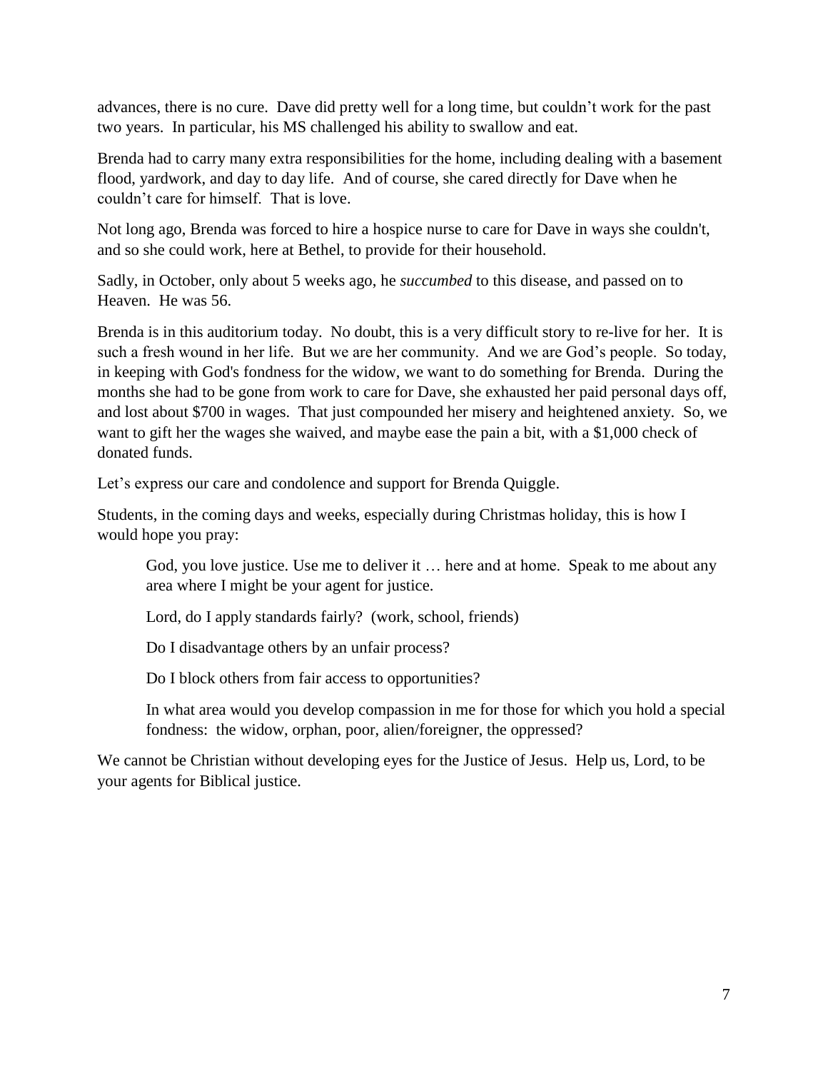advances, there is no cure. Dave did pretty well for a long time, but couldn't work for the past two years. In particular, his MS challenged his ability to swallow and eat.

Brenda had to carry many extra responsibilities for the home, including dealing with a basement flood, yardwork, and day to day life. And of course, she cared directly for Dave when he couldn't care for himself. That is love.

Not long ago, Brenda was forced to hire a hospice nurse to care for Dave in ways she couldn't, and so she could work, here at Bethel, to provide for their household.

Sadly, in October, only about 5 weeks ago, he *succumbed* to this disease, and passed on to Heaven. He was 56.

Brenda is in this auditorium today. No doubt, this is a very difficult story to re-live for her. It is such a fresh wound in her life. But we are her community. And we are God's people. So today, in keeping with God's fondness for the widow, we want to do something for Brenda. During the months she had to be gone from work to care for Dave, she exhausted her paid personal days off, and lost about $700 in wages. That just compounded her misery and heightened anxiety. So, we want to gift her the wages she waived, and maybe ease the pain a bit, with a $1,000 check of donated funds.

Let's express our care and condolence and support for Brenda Quiggle.

Students, in the coming days and weeks, especially during Christmas holiday, this is how I would hope you pray:

> God, you love justice. Use me to deliver it … here and at home. Speak to me about any area where I might be your agent for justice.
>
> Lord, do I apply standards fairly? (work, school, friends)
>
> Do I disadvantage others by an unfair process?
>
> Do I block others from fair access to opportunities?
>
> In what area would you develop compassion in me for those for which you hold a special fondness: the widow, orphan, poor, alien/foreigner, the oppressed?

We cannot be Christian without developing eyes for the Justice of Jesus. Help us, Lord, to be your agents for Biblical justice.